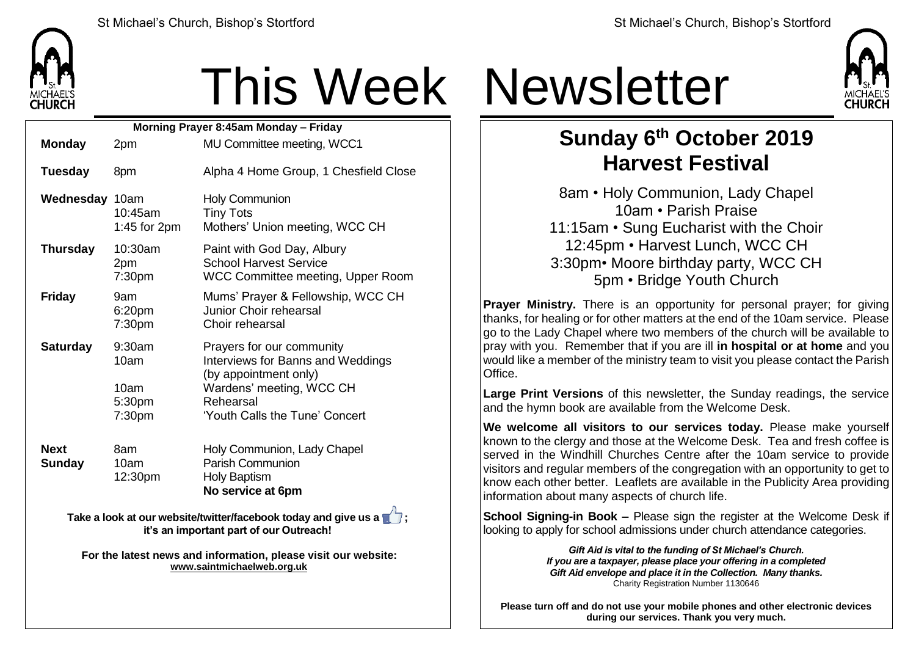# This Week Newsletter

| Morning Prayer 8:45am Monday – Friday | | |
|---|---|---|
| **Monday** | 2pm | MU Committee meeting, WCC1 |
| **Tuesday** | 8pm | Alpha 4 Home Group, 1 Chesfield Close |
| **Wednesday** | 10am | Holy Communion |
| | 10:45am | Tiny Tots |
| | 1:45 for 2pm | Mothers' Union meeting, WCC CH |
| **Thursday** | 10:30am | Paint with God Day, Albury |
| | 2pm | School Harvest Service |
| | 7:30pm | WCC Committee meeting, Upper Room |
| **Friday** | 9am | Mums' Prayer & Fellowship, WCC CH |
| | 6:20pm | Junior Choir rehearsal |
| | 7:30pm | Choir rehearsal |
| **Saturday** | 9:30am | Prayers for our community |
| | 10am | Interviews for Banns and Weddings (by appointment only) |
| | 10am | Wardens' meeting, WCC CH |
| | 5:30pm | Rehearsal |
| | 7:30pm | 'Youth Calls the Tune' Concert |
| **Next Sunday** | 8am | Holy Communion, Lady Chapel |
| | 10am | Parish Communion |
| | 12:30pm | Holy Baptism |
| | | **No service at 6pm** |

**Take a look at our website/twitter/facebook today and give us a 👍; it's an important part of our Outreach!**

**For the latest news and information, please visit our website:**
**www.saintmichaelweb.org.uk**

## Sunday 6th October 2019
## Harvest Festival

8am • Holy Communion, Lady Chapel
10am • Parish Praise
11:15am • Sung Eucharist with the Choir
12:45pm • Harvest Lunch, WCC CH
3:30pm• Moore birthday party, WCC CH
5pm • Bridge Youth Church

**Prayer Ministry.** There is an opportunity for personal prayer; for giving thanks, for healing or for other matters at the end of the 10am service. Please go to the Lady Chapel where two members of the church will be available to pray with you. Remember that if you are ill **in hospital or at home** and you would like a member of the ministry team to visit you please contact the Parish Office.

**Large Print Versions** of this newsletter, the Sunday readings, the service and the hymn book are available from the Welcome Desk.

**We welcome all visitors to our services today.** Please make yourself known to the clergy and those at the Welcome Desk. Tea and fresh coffee is served in the Windhill Churches Centre after the 10am service to provide visitors and regular members of the congregation with an opportunity to get to know each other better. Leaflets are available in the Publicity Area providing information about many aspects of church life.

**School Signing-in Book –** Please sign the register at the Welcome Desk if looking to apply for school admissions under church attendance categories.

***Gift Aid is vital to the funding of St Michael's Church. If you are a taxpayer, please place your offering in a completed Gift Aid envelope and place it in the Collection. Many thanks.***
Charity Registration Number 1130646

**Please turn off and do not use your mobile phones and other electronic devices during our services. Thank you very much.**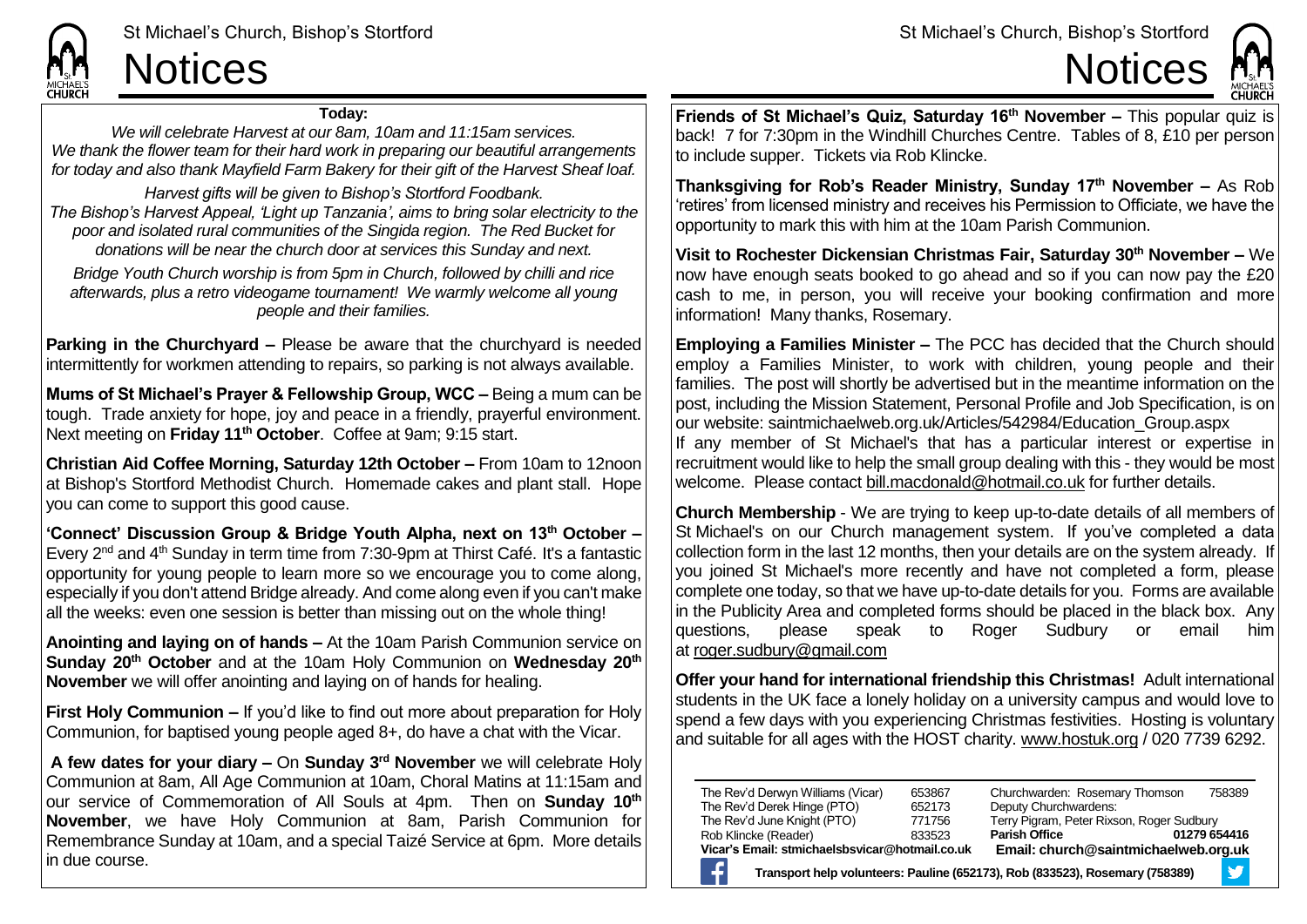# Notices

**Today:**

*We will celebrate Harvest at our 8am, 10am and 11:15am services. We thank the flower team for their hard work in preparing our beautiful arrangements for today and also thank Mayfield Farm Bakery for their gift of the Harvest Sheaf loaf.*

*Harvest gifts will be given to Bishop's Stortford Foodbank. The Bishop's Harvest Appeal, 'Light up Tanzania', aims to bring solar electricity to the poor and isolated rural communities of the Singida region. The Red Bucket for donations will be near the church door at services this Sunday and next.*

*Bridge Youth Church worship is from 5pm in Church, followed by chilli and rice afterwards, plus a retro videogame tournament! We warmly welcome all young people and their families.*

**Parking in the Churchyard –** Please be aware that the churchyard is needed intermittently for workmen attending to repairs, so parking is not always available.

**Mums of St Michael's Prayer & Fellowship Group, WCC –** Being a mum can be tough. Trade anxiety for hope, joy and peace in a friendly, prayerful environment. Next meeting on **Friday 11th October**. Coffee at 9am; 9:15 start.

**Christian Aid Coffee Morning, Saturday 12th October –** From 10am to 12noon at Bishop's Stortford Methodist Church. Homemade cakes and plant stall. Hope you can come to support this good cause.

**'Connect' Discussion Group & Bridge Youth Alpha, next on 13th October –** Every 2nd and 4th Sunday in term time from 7:30-9pm at Thirst Café. It's a fantastic opportunity for young people to learn more so we encourage you to come along, especially if you don't attend Bridge already. And come along even if you can't make all the weeks: even one session is better than missing out on the whole thing!

**Anointing and laying on of hands –** At the 10am Parish Communion service on **Sunday 20th October** and at the 10am Holy Communion on **Wednesday 20th November** we will offer anointing and laying on of hands for healing.

**First Holy Communion –** If you'd like to find out more about preparation for Holy Communion, for baptised young people aged 8+, do have a chat with the Vicar.

**A few dates for your diary –** On **Sunday 3rd November** we will celebrate Holy Communion at 8am, All Age Communion at 10am, Choral Matins at 11:15am and our service of Commemoration of All Souls at 4pm. Then on **Sunday 10th November**, we have Holy Communion at 8am, Parish Communion for Remembrance Sunday at 10am, and a special Taizé Service at 6pm. More details in due course.

**Friends of St Michael's Quiz, Saturday 16th November –** This popular quiz is back! 7 for 7:30pm in the Windhill Churches Centre. Tables of 8, £10 per person to include supper. Tickets via Rob Klincke.

**Thanksgiving for Rob's Reader Ministry, Sunday 17th November –** As Rob 'retires' from licensed ministry and receives his Permission to Officiate, we have the opportunity to mark this with him at the 10am Parish Communion.

**Visit to Rochester Dickensian Christmas Fair, Saturday 30th November –** We now have enough seats booked to go ahead and so if you can now pay the £20 cash to me, in person, you will receive your booking confirmation and more information! Many thanks, Rosemary.

**Employing a Families Minister –** The PCC has decided that the Church should employ a Families Minister, to work with children, young people and their families. The post will shortly be advertised but in the meantime information on the post, including the Mission Statement, Personal Profile and Job Specification, is on our website: saintmichaelweb.org.uk/Articles/542984/Education_Group.aspx
If any member of St Michael's that has a particular interest or expertise in recruitment would like to help the small group dealing with this - they would be most welcome. Please contact bill.macdonald@hotmail.co.uk for further details.

**Church Membership** - We are trying to keep up-to-date details of all members of St Michael's on our Church management system. If you've completed a data collection form in the last 12 months, then your details are on the system already. If you joined St Michael's more recently and have not completed a form, please complete one today, so that we have up-to-date details for you. Forms are available in the Publicity Area and completed forms should be placed in the black box. Any questions, please speak to Roger Sudbury or email him at roger.sudbury@gmail.com

**Offer your hand for international friendship this Christmas!** Adult international students in the UK face a lonely holiday on a university campus and would love to spend a few days with you experiencing Christmas festivities. Hosting is voluntary and suitable for all ages with the HOST charity. www.hostuk.org / 020 7739 6292.

| | | | |
|---|---|---|---|
| The Rev'd Derwyn Williams (Vicar) | 653867 | Churchwarden: Rosemary Thomson | 758389 |
| The Rev'd Derek Hinge (PTO) | 652173 | Deputy Churchwardens: | |
| The Rev'd June Knight (PTO) | 771756 | Terry Pigram, Peter Rixson, Roger Sudbury | |
| Rob Klincke (Reader) | 833523 | **Parish Office** | **01279 654416** |
| **Vicar's Email: stmichaelsbsvicar@hotmail.co.uk** | | **Email: church@saintmichaelweb.org.uk** | |

**Transport help volunteers: Pauline (652173), Rob (833523), Rosemary (758389)**